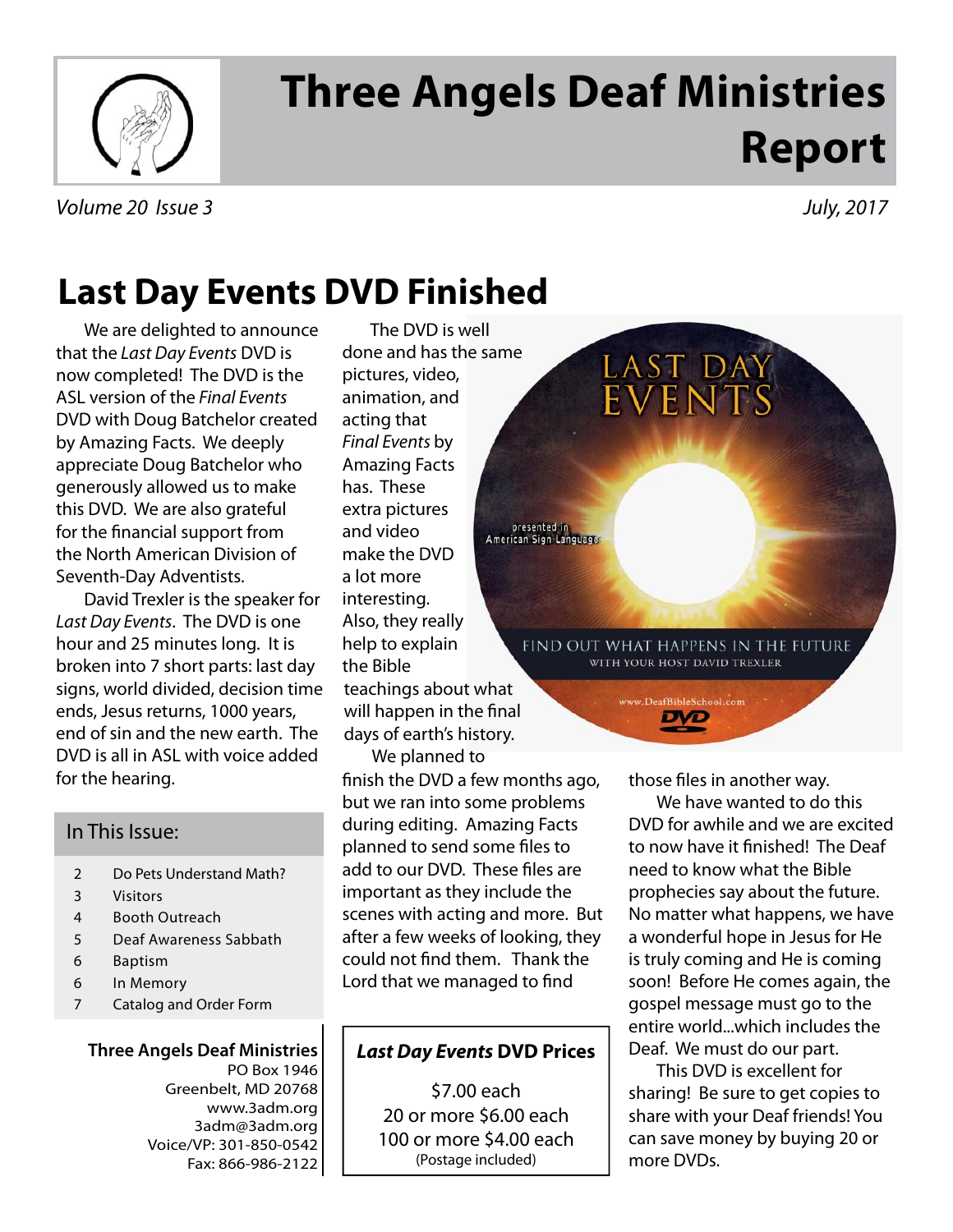# Three Angels Deaf Ministries Report

*Volume 20 Issue 3* *July, 2017*

## Last Day Events DVD Finished

We are delighted to announce that the *Last Day Events* DVD is now completed! The DVD is the ASL version of the *Final Events* DVD with Doug Batchelor created by Amazing Facts. We deeply appreciate Doug Batchelor who generously allowed us to make this DVD. We are also grateful for the financial support from the North American Division of Seventh-Day Adventists.

David Trexler is the speaker for *Last Day Events*. The DVD is one hour and 25 minutes long. It is broken into 7 short parts: last day signs, world divided, decision time ends, Jesus returns, 1000 years, end of sin and the new earth. The DVD is all in ASL with voice added for the hearing.

The DVD is well done and has the same pictures, video, animation, and acting that *Final Events* by Amazing Facts has. These extra pictures and video make the DVD a lot more interesting. Also, they really help to explain the Bible teachings about what will happen in the final days of earth's history.

We planned to finish the DVD a few months ago, but we ran into some problems during editing. Amazing Facts planned to send some files to add to our DVD. These files are important as they include the scenes with acting and more. But after a few weeks of looking, they could not find them. Thank the Lord that we managed to find those files in another way.

We have wanted to do this DVD for awhile and we are excited to now have it finished! The Deaf need to know what the Bible prophecies say about the future. No matter what happens, we have a wonderful hope in Jesus for He is truly coming and He is coming soon! Before He comes again, the gospel message must go to the entire world...which includes the Deaf. We must do our part.

This DVD is excellent for sharing! Be sure to get copies to share with your Deaf friends! You can save money by buying 20 or more DVDs.

LAST DAY EVENTS

presented in American Sign Language

FIND OUT WHAT HAPPENS IN THE FUTURE
WITH YOUR HOST DAVID TREXLER

www.DeafBibleSchool.com

DVD

### *Last Day Events* DVD Prices

$7.00 each
20 or more $6.00 each
100 or more $4.00 each
(Postage included)

### In This Issue:

| | |
|---|---|
| 2 | Do Pets Understand Math? |
| 3 | Visitors |
| 4 | Booth Outreach |
| 5 | Deaf Awareness Sabbath |
| 6 | Baptism |
| 6 | In Memory |
| 7 | Catalog and Order Form |

**Three Angels Deaf Ministries**
PO Box 1946
Greenbelt, MD 20768
www.3adm.org
3adm@3adm.org
Voice/VP: 301-850-0542
Fax: 866-986-2122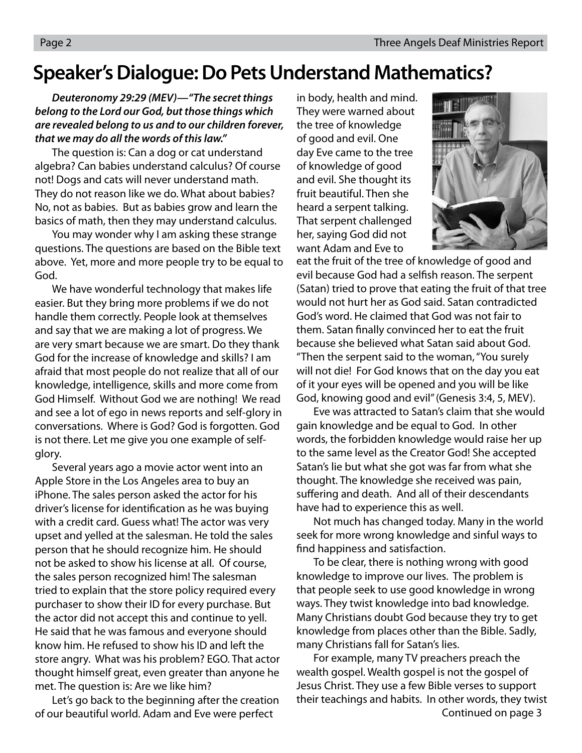# Speaker's Dialogue: Do Pets Understand Mathematics?

***Deuteronomy 29:29 (MEV)—"The secret things belong to the Lord our God, but those things which are revealed belong to us and to our children forever, that we may do all the words of this law."***

The question is: Can a dog or cat understand algebra? Can babies understand calculus? Of course not! Dogs and cats will never understand math. They do not reason like we do. What about babies? No, not as babies. But as babies grow and learn the basics of math, then they may understand calculus.

You may wonder why I am asking these strange questions. The questions are based on the Bible text above. Yet, more and more people try to be equal to God.

We have wonderful technology that makes life easier. But they bring more problems if we do not handle them correctly. People look at themselves and say that we are making a lot of progress. We are very smart because we are smart. Do they thank God for the increase of knowledge and skills? I am afraid that most people do not realize that all of our knowledge, intelligence, skills and more come from God Himself. Without God we are nothing! We read and see a lot of ego in news reports and self-glory in conversations. Where is God? God is forgotten. God is not there. Let me give you one example of self-glory.

Several years ago a movie actor went into an Apple Store in the Los Angeles area to buy an iPhone. The sales person asked the actor for his driver's license for identification as he was buying with a credit card. Guess what! The actor was very upset and yelled at the salesman. He told the sales person that he should recognize him. He should not be asked to show his license at all. Of course, the sales person recognized him! The salesman tried to explain that the store policy required every purchaser to show their ID for every purchase. But the actor did not accept this and continue to yell. He said that he was famous and everyone should know him. He refused to show his ID and left the store angry. What was his problem? EGO. That actor thought himself great, even greater than anyone he met. The question is: Are we like him?

Let's go back to the beginning after the creation of our beautiful world. Adam and Eve were perfect in body, health and mind. They were warned about the tree of knowledge of good and evil. One day Eve came to the tree of knowledge of good and evil. She thought its fruit beautiful. Then she heard a serpent talking. That serpent challenged her, saying God did not want Adam and Eve to eat the fruit of the tree of knowledge of good and evil because God had a selfish reason. The serpent (Satan) tried to prove that eating the fruit of that tree would not hurt her as God said. Satan contradicted God's word. He claimed that God was not fair to them. Satan finally convinced her to eat the fruit because she believed what Satan said about God. "Then the serpent said to the woman, "You surely will not die! For God knows that on the day you eat of it your eyes will be opened and you will be like God, knowing good and evil" (Genesis 3:4, 5, MEV).

Eve was attracted to Satan's claim that she would gain knowledge and be equal to God. In other words, the forbidden knowledge would raise her up to the same level as the Creator God! She accepted Satan's lie but what she got was far from what she thought. The knowledge she received was pain, suffering and death. And all of their descendants have had to experience this as well.

Not much has changed today. Many in the world seek for more wrong knowledge and sinful ways to find happiness and satisfaction.

To be clear, there is nothing wrong with good knowledge to improve our lives. The problem is that people seek to use good knowledge in wrong ways. They twist knowledge into bad knowledge. Many Christians doubt God because they try to get knowledge from places other than the Bible. Sadly, many Christians fall for Satan's lies.

For example, many TV preachers preach the wealth gospel. Wealth gospel is not the gospel of Jesus Christ. They use a few Bible verses to support their teachings and habits. In other words, they twist

Continued on page 3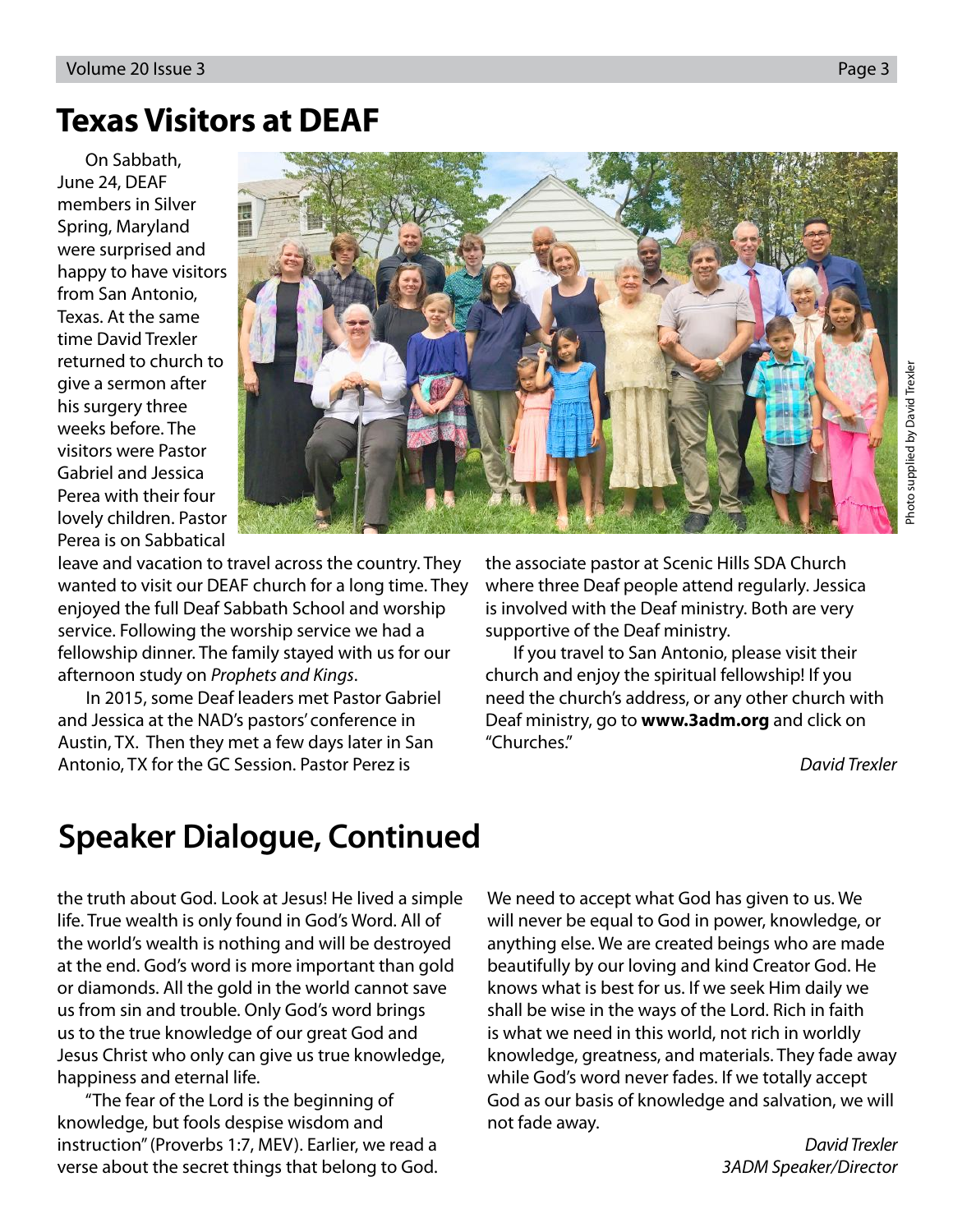## Texas Visitors at DEAF

On Sabbath, June 24, DEAF members in Silver Spring, Maryland were surprised and happy to have visitors from San Antonio, Texas. At the same time David Trexler returned to church to give a sermon after his surgery three weeks before. The visitors were Pastor Gabriel and Jessica Perea with their four lovely children. Pastor Perea is on Sabbatical leave and vacation to travel across the country. They wanted to visit our DEAF church for a long time. They enjoyed the full Deaf Sabbath School and worship service. Following the worship service we had a fellowship dinner. The family stayed with us for our afternoon study on *Prophets and Kings*.

In 2015, some Deaf leaders met Pastor Gabriel and Jessica at the NAD's pastors' conference in Austin, TX. Then they met a few days later in San Antonio, TX for the GC Session. Pastor Perez is the associate pastor at Scenic Hills SDA Church where three Deaf people attend regularly. Jessica is involved with the Deaf ministry. Both are very supportive of the Deaf ministry.

If you travel to San Antonio, please visit their church and enjoy the spiritual fellowship! If you need the church's address, or any other church with Deaf ministry, go to **www.3adm.org** and click on "Churches."

Photo supplied by David Trexler

*David Trexler*

## Speaker Dialogue, Continued

the truth about God. Look at Jesus! He lived a simple life. True wealth is only found in God's Word. All of the world's wealth is nothing and will be destroyed at the end. God's word is more important than gold or diamonds. All the gold in the world cannot save us from sin and trouble. Only God's word brings us to the true knowledge of our great God and Jesus Christ who only can give us true knowledge, happiness and eternal life.

"The fear of the Lord is the beginning of knowledge, but fools despise wisdom and instruction" (Proverbs 1:7, MEV). Earlier, we read a verse about the secret things that belong to God. We need to accept what God has given to us. We will never be equal to God in power, knowledge, or anything else. We are created beings who are made beautifully by our loving and kind Creator God. He knows what is best for us. If we seek Him daily we shall be wise in the ways of the Lord. Rich in faith is what we need in this world, not rich in worldly knowledge, greatness, and materials. They fade away while God's word never fades. If we totally accept God as our basis of knowledge and salvation, we will not fade away.

*David Trexler*
*3ADM Speaker/Director*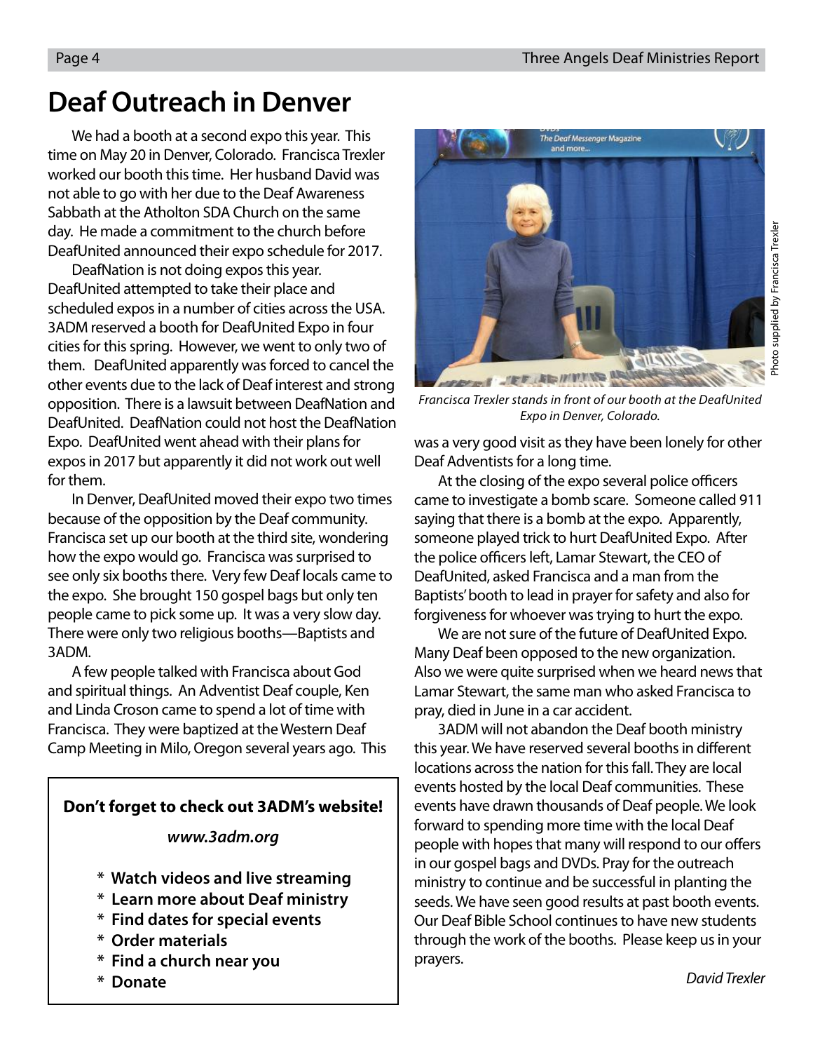# Deaf Outreach in Denver

We had a booth at a second expo this year. This time on May 20 in Denver, Colorado. Francisca Trexler worked our booth this time. Her husband David was not able to go with her due to the Deaf Awareness Sabbath at the Atholton SDA Church on the same day. He made a commitment to the church before DeafUnited announced their expo schedule for 2017.

DeafNation is not doing expos this year. DeafUnited attempted to take their place and scheduled expos in a number of cities across the USA. 3ADM reserved a booth for DeafUnited Expo in four cities for this spring. However, we went to only two of them. DeafUnited apparently was forced to cancel the other events due to the lack of Deaf interest and strong opposition. There is a lawsuit between DeafNation and DeafUnited. DeafNation could not host the DeafNation Expo. DeafUnited went ahead with their plans for expos in 2017 but apparently it did not work out well for them.

In Denver, DeafUnited moved their expo two times because of the opposition by the Deaf community. Francisca set up our booth at the third site, wondering how the expo would go. Francisca was surprised to see only six booths there. Very few Deaf locals came to the expo. She brought 150 gospel bags but only ten people came to pick some up. It was a very slow day. There were only two religious booths—Baptists and 3ADM.

A few people talked with Francisca about God and spiritual things. An Adventist Deaf couple, Ken and Linda Croson came to spend a lot of time with Francisca. They were baptized at the Western Deaf Camp Meeting in Milo, Oregon several years ago. This was a very good visit as they have been lonely for other Deaf Adventists for a long time.

*Francisca Trexler stands in front of our booth at the DeafUnited Expo in Denver, Colorado.*

Photo supplied by Francisca Trexler

At the closing of the expo several police officers came to investigate a bomb scare. Someone called 911 saying that there is a bomb at the expo. Apparently, someone played trick to hurt DeafUnited Expo. After the police officers left, Lamar Stewart, the CEO of DeafUnited, asked Francisca and a man from the Baptists' booth to lead in prayer for safety and also for forgiveness for whoever was trying to hurt the expo.

We are not sure of the future of DeafUnited Expo. Many Deaf been opposed to the new organization. Also we were quite surprised when we heard news that Lamar Stewart, the same man who asked Francisca to pray, died in June in a car accident.

3ADM will not abandon the Deaf booth ministry this year. We have reserved several booths in different locations across the nation for this fall. They are local events hosted by the local Deaf communities. These events have drawn thousands of Deaf people. We look forward to spending more time with the local Deaf people with hopes that many will respond to our offers in our gospel bags and DVDs. Pray for the outreach ministry to continue and be successful in planting the seeds. We have seen good results at past booth events. Our Deaf Bible School continues to have new students through the work of the booths. Please keep us in your prayers.

*David Trexler*

---

**Don't forget to check out 3ADM's website!**

***www.3adm.org***

- **Watch videos and live streaming**
- **Learn more about Deaf ministry**
- **Find dates for special events**
- **Order materials**
- **Find a church near you**
- **Donate**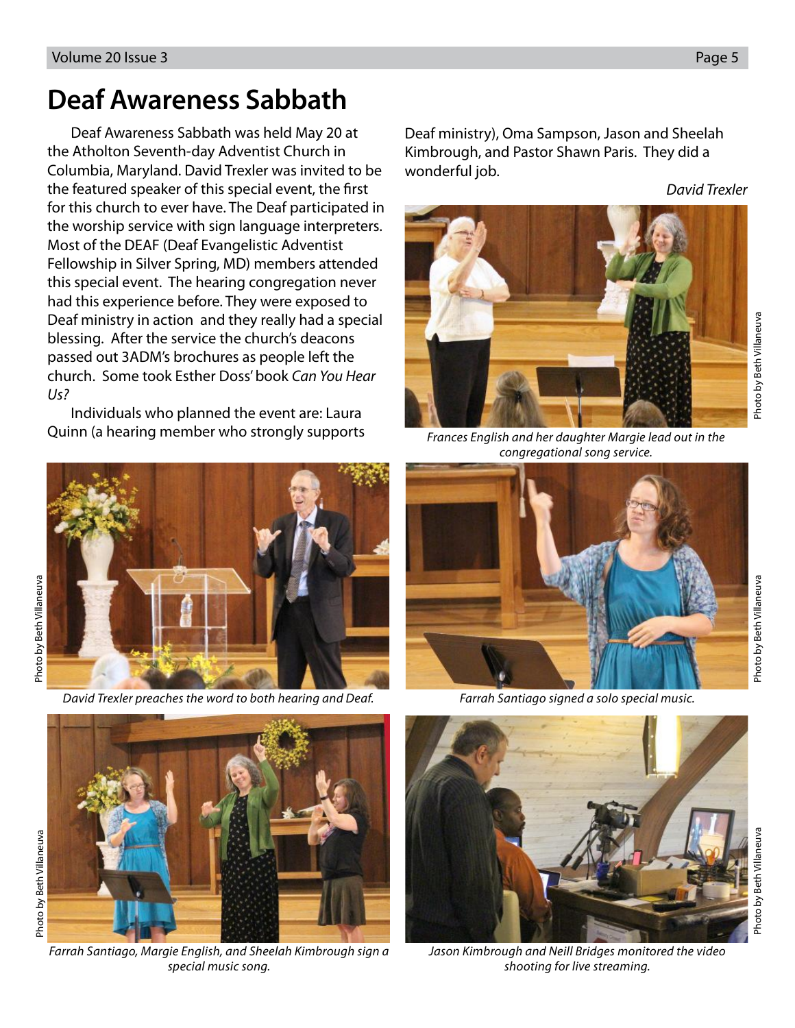# Deaf Awareness Sabbath

Deaf Awareness Sabbath was held May 20 at the Atholton Seventh-day Adventist Church in Columbia, Maryland. David Trexler was invited to be the featured speaker of this special event, the first for this church to ever have. The Deaf participated in the worship service with sign language interpreters. Most of the DEAF (Deaf Evangelistic Adventist Fellowship in Silver Spring, MD) members attended this special event. The hearing congregation never had this experience before. They were exposed to Deaf ministry in action and they really had a special blessing. After the service the church's deacons passed out 3ADM's brochures as people left the church. Some took Esther Doss' book *Can You Hear Us?*

Individuals who planned the event are: Laura Quinn (a hearing member who strongly supports Deaf ministry), Oma Sampson, Jason and Sheelah Kimbrough, and Pastor Shawn Paris. They did a wonderful job.

*David Trexler*

*Frances English and her daughter Margie lead out in the congregational song service.*

Photo by Beth Villanueva

*David Trexler preaches the word to both hearing and Deaf.*

Photo by Beth Villanueva

*Farrah Santiago signed a solo special music.*

Photo by Beth Villanueva

*Farrah Santiago, Margie English, and Sheelah Kimbrough sign a special music song.*

Photo by Beth Villanueva

*Jason Kimbrough and Neill Bridges monitored the video shooting for live streaming.*

Photo by Beth Villanueva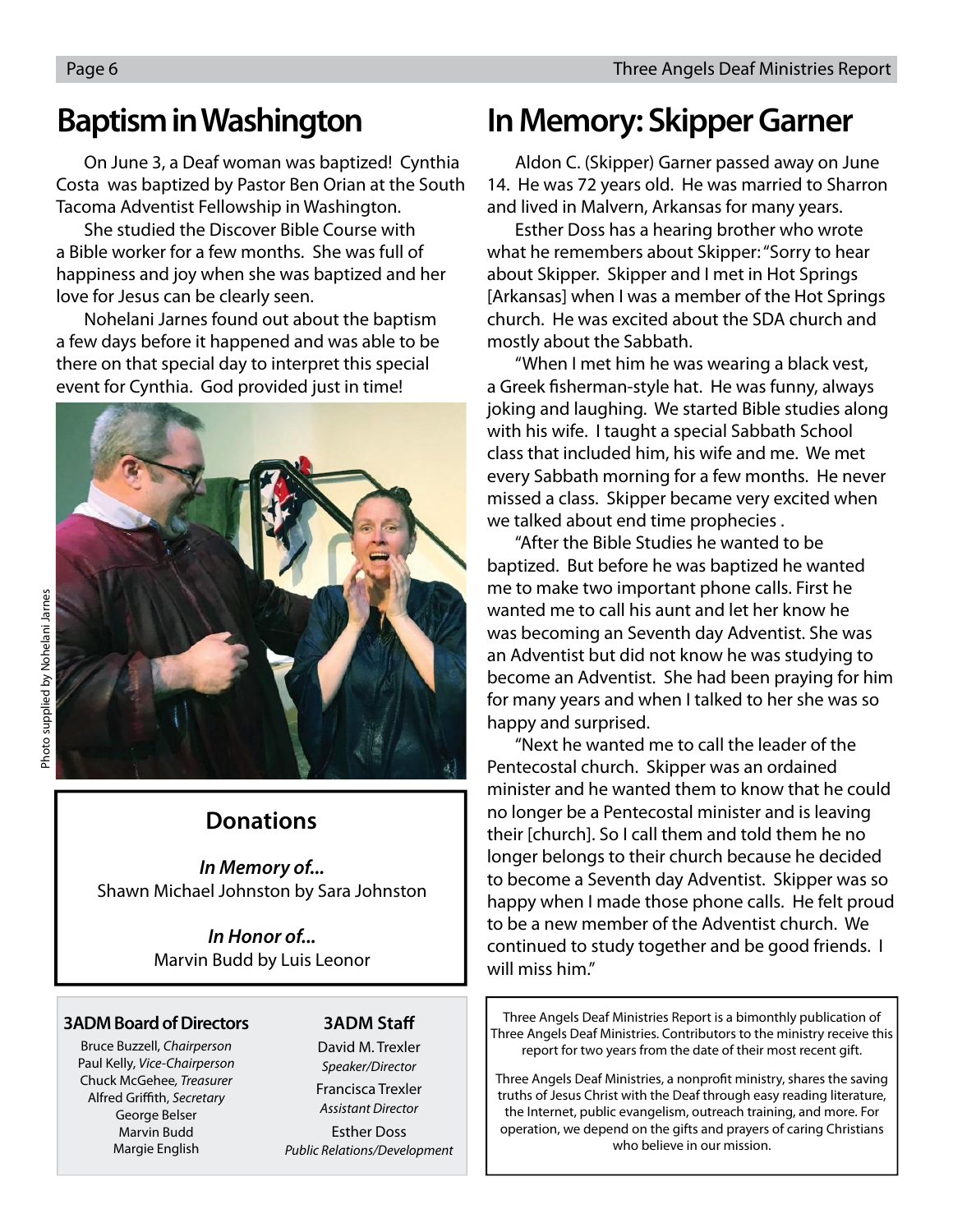## Baptism in Washington

On June 3, a Deaf woman was baptized! Cynthia Costa was baptized by Pastor Ben Orian at the South Tacoma Adventist Fellowship in Washington.

She studied the Discover Bible Course with a Bible worker for a few months. She was full of happiness and joy when she was baptized and her love for Jesus can be clearly seen.

Nohelani Jarnes found out about the baptism a few days before it happened and was able to be there on that special day to interpret this special event for Cynthia. God provided just in time!

Photo supplied by Nohelani Jarnes

### Donations

***In Memory of...***
Shawn Michael Johnston by Sara Johnston

***In Honor of...***
Marvin Budd by Luis Leonor

## In Memory: Skipper Garner

Aldon C. (Skipper) Garner passed away on June 14. He was 72 years old. He was married to Sharron and lived in Malvern, Arkansas for many years.

Esther Doss has a hearing brother who wrote what he remembers about Skipper: "Sorry to hear about Skipper. Skipper and I met in Hot Springs [Arkansas] when I was a member of the Hot Springs church. He was excited about the SDA church and mostly about the Sabbath.

"When I met him he was wearing a black vest, a Greek fisherman-style hat. He was funny, always joking and laughing. We started Bible studies along with his wife. I taught a special Sabbath School class that included him, his wife and me. We met every Sabbath morning for a few months. He never missed a class. Skipper became very excited when we talked about end time prophecies .

"After the Bible Studies he wanted to be baptized. But before he was baptized he wanted me to make two important phone calls. First he wanted me to call his aunt and let her know he was becoming an Seventh day Adventist. She was an Adventist but did not know he was studying to become an Adventist. She had been praying for him for many years and when I talked to her she was so happy and surprised.

"Next he wanted me to call the leader of the Pentecostal church. Skipper was an ordained minister and he wanted them to know that he could no longer be a Pentecostal minister and is leaving their [church]. So I call them and told them he no longer belongs to their church because he decided to become a Seventh day Adventist. Skipper was so happy when I made those phone calls. He felt proud to be a new member of the Adventist church. We continued to study together and be good friends. I will miss him."

### 3ADM Board of Directors

Bruce Buzzell, *Chairperson*
Paul Kelly, *Vice-Chairperson*
Chuck McGehee, *Treasurer*
Alfred Griffith, *Secretary*
George Belser
Marvin Budd
Margie English

### 3ADM Staff

David M. Trexler
*Speaker/Director*

Francisca Trexler
*Assistant Director*

Esther Doss
*Public Relations/Development*

Three Angels Deaf Ministries Report is a bimonthly publication of Three Angels Deaf Ministries. Contributors to the ministry receive this report for two years from the date of their most recent gift.

Three Angels Deaf Ministries, a nonprofit ministry, shares the saving truths of Jesus Christ with the Deaf through easy reading literature, the Internet, public evangelism, outreach training, and more. For operation, we depend on the gifts and prayers of caring Christians who believe in our mission.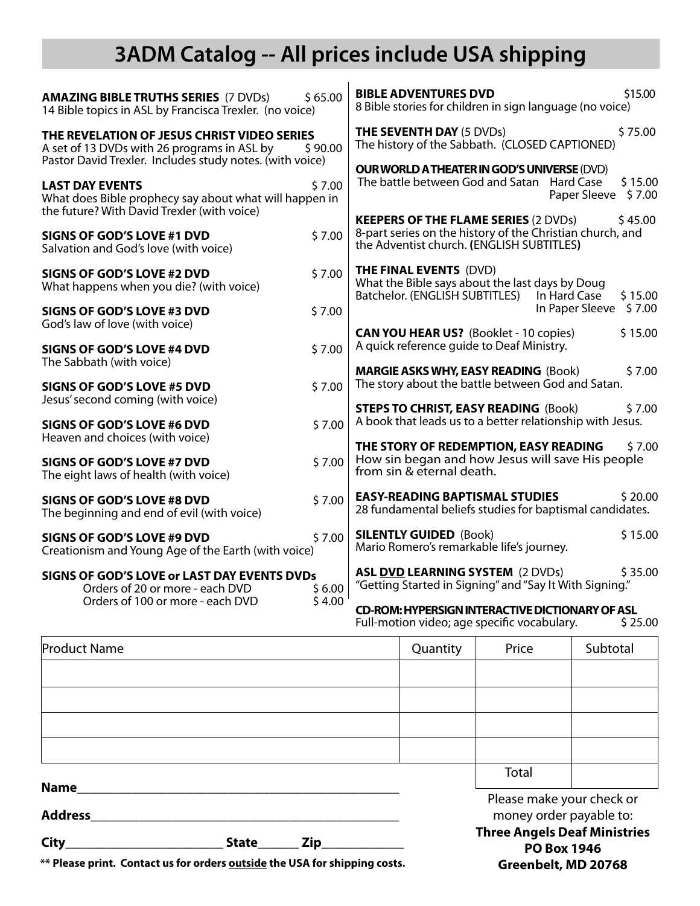# 3ADM Catalog -- All prices include USA shipping

**AMAZING BIBLE TRUTHS SERIES** (7 DVDs) $ 65.00
14 Bible topics in ASL by Francisca Trexler. (no voice)

**THE REVELATION OF JESUS CHRIST VIDEO SERIES**
A set of 13 DVDs with 26 programs in ASL by Pastor David Trexler. Includes study notes. (with voice) $ 90.00

**LAST DAY EVENTS** $ 7.00
What does Bible prophecy say about what will happen in the future? With David Trexler (with voice)

**SIGNS OF GOD'S LOVE #1 DVD** $ 7.00
Salvation and God's love (with voice)

**SIGNS OF GOD'S LOVE #2 DVD** $ 7.00
What happens when you die? (with voice)

**SIGNS OF GOD'S LOVE #3 DVD** $ 7.00
God's law of love (with voice)

**SIGNS OF GOD'S LOVE #4 DVD** $ 7.00
The Sabbath (with voice)

**SIGNS OF GOD'S LOVE #5 DVD** $ 7.00
Jesus' second coming (with voice)

**SIGNS OF GOD'S LOVE #6 DVD** $ 7.00
Heaven and choices (with voice)

**SIGNS OF GOD'S LOVE #7 DVD** $ 7.00
The eight laws of health (with voice)

**SIGNS OF GOD'S LOVE #8 DVD** $ 7.00
The beginning and end of evil (with voice)

**SIGNS OF GOD'S LOVE #9 DVD** $ 7.00
Creationism and Young Age of the Earth (with voice)

**SIGNS OF GOD'S LOVE or LAST DAY EVENTS DVDs**
Orders of 20 or more - each DVD $ 6.00
Orders of 100 or more - each DVD $ 4.00

**BIBLE ADVENTURES DVD** $15.00
8 Bible stories for children in sign language (no voice)

**THE SEVENTH DAY** (5 DVDs) $ 75.00
The history of the Sabbath. (CLOSED CAPTIONED)

**OUR WORLD A THEATER IN GOD'S UNIVERSE** (DVD)
The battle between God and Satan Hard Case $ 15.00
Paper Sleeve $ 7.00

**KEEPERS OF THE FLAME SERIES** (2 DVDs) $ 45.00
8-part series on the history of the Christian church, and the Adventist church. **(**ENGLISH SUBTITLES**)**

**THE FINAL EVENTS** (DVD)
What the Bible says about the last days by Doug Batchelor. (ENGLISH SUBTITLES) In Hard Case $ 15.00
In Paper Sleeve $ 7.00

**CAN YOU HEAR US?** (Booklet - 10 copies) $ 15.00
A quick reference guide to Deaf Ministry.

**MARGIE ASKS WHY, EASY READING** (Book) $ 7.00
The story about the battle between God and Satan.

**STEPS TO CHRIST, EASY READING** (Book) $ 7.00
A book that leads us to a better relationship with Jesus.

**THE STORY OF REDEMPTION, EASY READING** $ 7.00
How sin began and how Jesus will save His people from sin & eternal death.

**EASY-READING BAPTISMAL STUDIES** $ 20.00
28 fundamental beliefs studies for baptismal candidates.

**SILENTLY GUIDED** (Book) $ 15.00
Mario Romero's remarkable life's journey.

**ASL DVD LEARNING SYSTEM** (2 DVDs) $ 35.00
"Getting Started in Signing" and "Say It With Signing."

**CD-ROM: HYPERSIGN INTERACTIVE DICTIONARY OF ASL**
Full-motion video; age specific vocabulary. $ 25.00

| Product Name | Quantity | Price | Subtotal |
|---|---|---|---|
| | | | |
| | | | |
| | | | |
| | | | |
| | | Total | |

**Name**\_\_\_\_\_\_\_\_\_\_\_\_\_\_\_\_\_\_\_\_\_\_\_\_\_\_\_\_\_\_\_\_\_\_\_\_\_\_\_\_

**Address**\_\_\_\_\_\_\_\_\_\_\_\_\_\_\_\_\_\_\_\_\_\_\_\_\_\_\_\_\_\_\_\_\_\_\_\_\_\_

**City**\_\_\_\_\_\_\_\_\_\_\_\_\_\_\_\_\_\_\_\_ **State**\_\_\_\_\_ **Zip**\_\_\_\_\_\_\_\_\_\_

**\*\* Please print. Contact us for orders outside the USA for shipping costs.**

Please make your check or money order payable to:
**Three Angels Deaf Ministries**
**PO Box 1946**
**Greenbelt, MD 20768**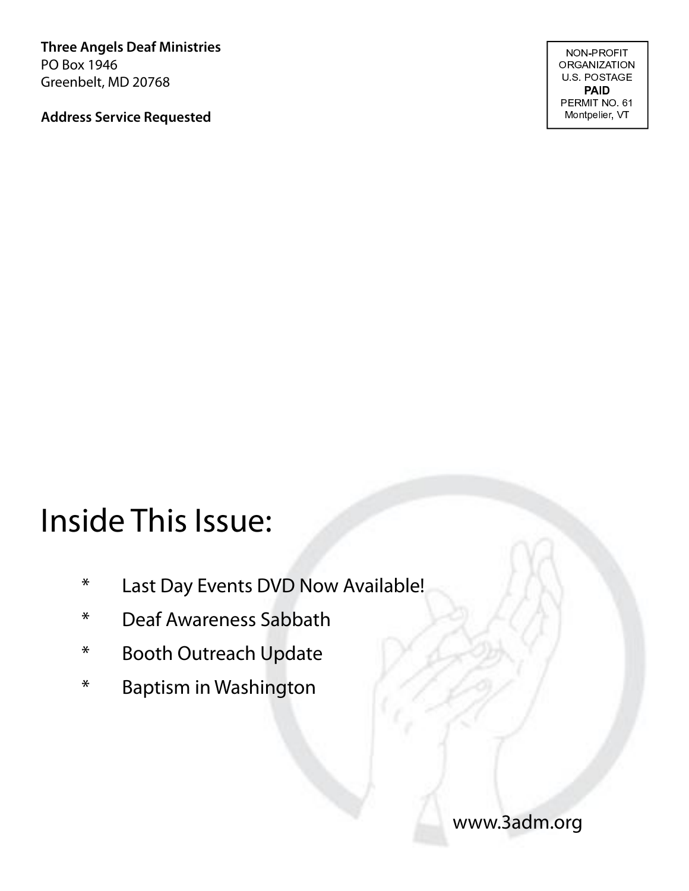**Three Angels Deaf Ministries**
PO Box 1946
Greenbelt, MD 20768

**Address Service Requested**

NON-PROFIT
ORGANIZATION
U.S. POSTAGE
**PAID**
PERMIT NO. 61
Montpelier, VT

# Inside This Issue:

* Last Day Events DVD Now Available!
* Deaf Awareness Sabbath
* Booth Outreach Update
* Baptism in Washington

www.3adm.org